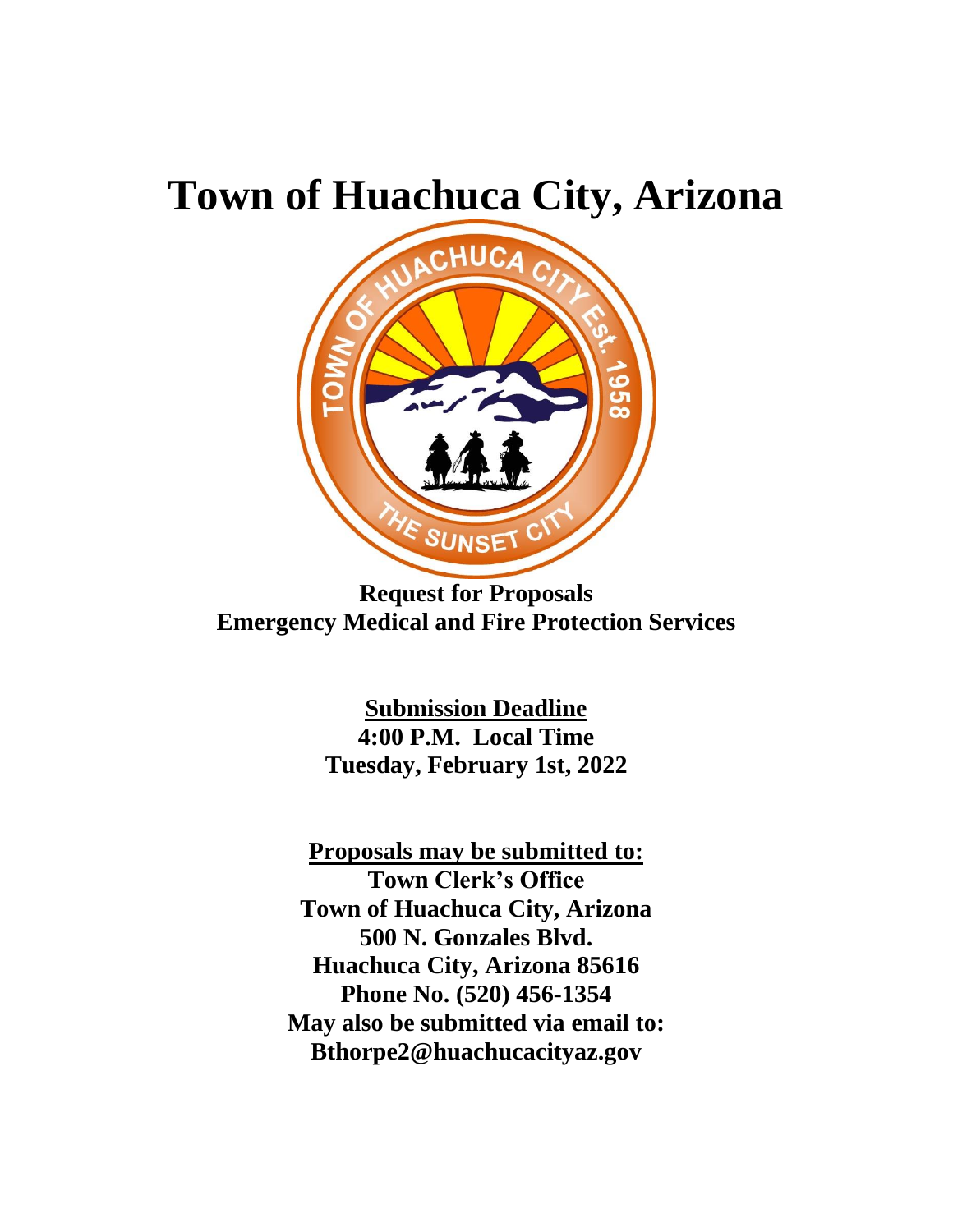# Town of Huachuca City, Arizona

**Request for Proposals**
**Emergency Medical and Fire Protection Services**

**Submission Deadline**
**4:00 P.M. Local Time**
**Tuesday, February 1st, 2022**

**Proposals may be submitted to:**
**Town Clerk's Office**
**Town of Huachuca City, Arizona**
**500 N. Gonzales Blvd.**
**Huachuca City, Arizona 85616**
**Phone No. (520) 456-1354**
**May also be submitted via email to:**
**Bthorpe2@huachucacityaz.gov**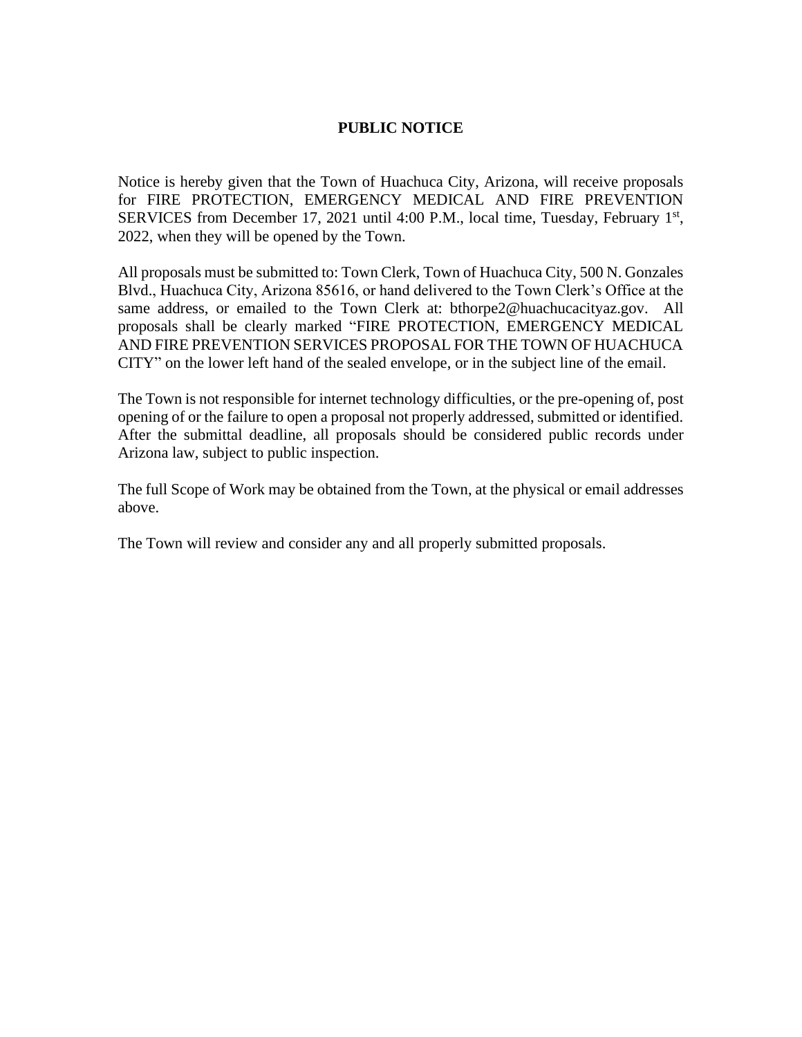# PUBLIC NOTICE

Notice is hereby given that the Town of Huachuca City, Arizona, will receive proposals for FIRE PROTECTION, EMERGENCY MEDICAL AND FIRE PREVENTION SERVICES from December 17, 2021 until 4:00 P.M., local time, Tuesday, February 1st, 2022, when they will be opened by the Town.

All proposals must be submitted to: Town Clerk, Town of Huachuca City, 500 N. Gonzales Blvd., Huachuca City, Arizona 85616, or hand delivered to the Town Clerk's Office at the same address, or emailed to the Town Clerk at: bthorpe2@huachucacityaz.gov. All proposals shall be clearly marked "FIRE PROTECTION, EMERGENCY MEDICAL AND FIRE PREVENTION SERVICES PROPOSAL FOR THE TOWN OF HUACHUCA CITY" on the lower left hand of the sealed envelope, or in the subject line of the email.

The Town is not responsible for internet technology difficulties, or the pre-opening of, post opening of or the failure to open a proposal not properly addressed, submitted or identified. After the submittal deadline, all proposals should be considered public records under Arizona law, subject to public inspection.

The full Scope of Work may be obtained from the Town, at the physical or email addresses above.

The Town will review and consider any and all properly submitted proposals.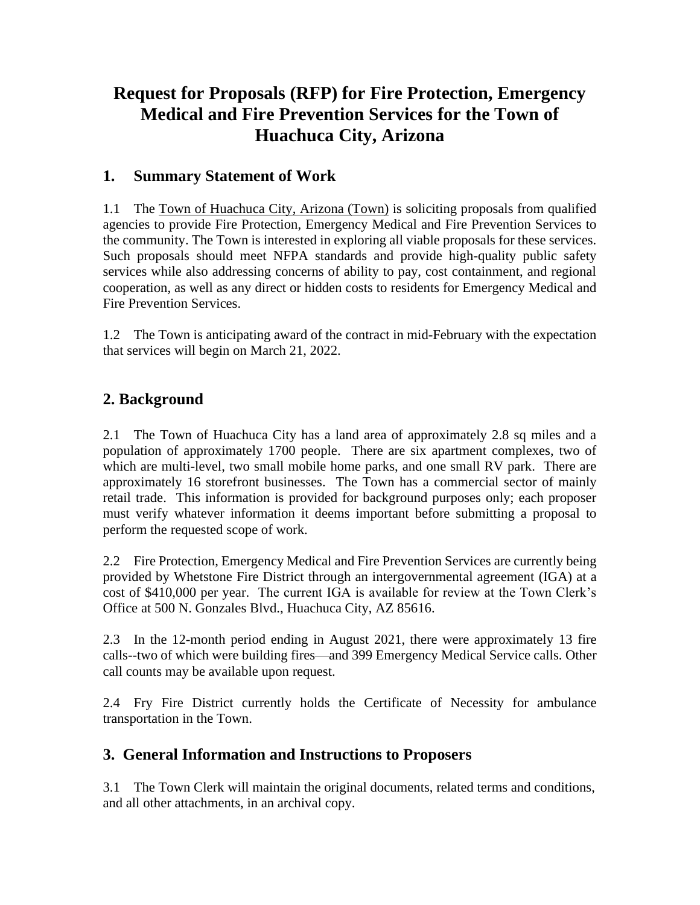# Request for Proposals (RFP) for Fire Protection, Emergency Medical and Fire Prevention Services for the Town of Huachuca City, Arizona

## 1. Summary Statement of Work

1.1 The Town of Huachuca City, Arizona (Town) is soliciting proposals from qualified agencies to provide Fire Protection, Emergency Medical and Fire Prevention Services to the community. The Town is interested in exploring all viable proposals for these services. Such proposals should meet NFPA standards and provide high-quality public safety services while also addressing concerns of ability to pay, cost containment, and regional cooperation, as well as any direct or hidden costs to residents for Emergency Medical and Fire Prevention Services.

1.2 The Town is anticipating award of the contract in mid-February with the expectation that services will begin on March 21, 2022.

## 2. Background

2.1 The Town of Huachuca City has a land area of approximately 2.8 sq miles and a population of approximately 1700 people. There are six apartment complexes, two of which are multi-level, two small mobile home parks, and one small RV park. There are approximately 16 storefront businesses. The Town has a commercial sector of mainly retail trade. This information is provided for background purposes only; each proposer must verify whatever information it deems important before submitting a proposal to perform the requested scope of work.

2.2 Fire Protection, Emergency Medical and Fire Prevention Services are currently being provided by Whetstone Fire District through an intergovernmental agreement (IGA) at a cost of $410,000 per year. The current IGA is available for review at the Town Clerk's Office at 500 N. Gonzales Blvd., Huachuca City, AZ 85616.

2.3 In the 12-month period ending in August 2021, there were approximately 13 fire calls--two of which were building fires—and 399 Emergency Medical Service calls. Other call counts may be available upon request.

2.4 Fry Fire District currently holds the Certificate of Necessity for ambulance transportation in the Town.

## 3. General Information and Instructions to Proposers

3.1 The Town Clerk will maintain the original documents, related terms and conditions, and all other attachments, in an archival copy.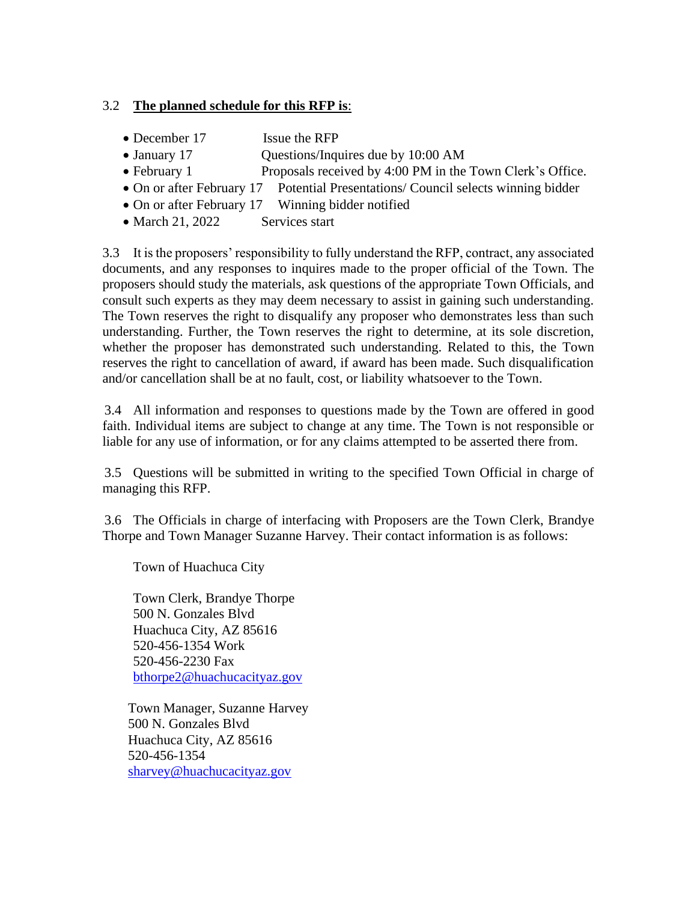3.2 **The planned schedule for this RFP is**:

- December 17 Issue the RFP
- January 17 Questions/Inquires due by 10:00 AM
- February 1 Proposals received by 4:00 PM in the Town Clerk's Office.
- On or after February 17 Potential Presentations/ Council selects winning bidder
- On or after February 17 Winning bidder notified
- March 21, 2022 Services start

3.3 It is the proposers' responsibility to fully understand the RFP, contract, any associated documents, and any responses to inquires made to the proper official of the Town. The proposers should study the materials, ask questions of the appropriate Town Officials, and consult such experts as they may deem necessary to assist in gaining such understanding. The Town reserves the right to disqualify any proposer who demonstrates less than such understanding. Further, the Town reserves the right to determine, at its sole discretion, whether the proposer has demonstrated such understanding. Related to this, the Town reserves the right to cancellation of award, if award has been made. Such disqualification and/or cancellation shall be at no fault, cost, or liability whatsoever to the Town.

3.4 All information and responses to questions made by the Town are offered in good faith. Individual items are subject to change at any time. The Town is not responsible or liable for any use of information, or for any claims attempted to be asserted there from.

3.5 Questions will be submitted in writing to the specified Town Official in charge of managing this RFP.

3.6 The Officials in charge of interfacing with Proposers are the Town Clerk, Brandye Thorpe and Town Manager Suzanne Harvey. Their contact information is as follows:

Town of Huachuca City

Town Clerk, Brandye Thorpe
500 N. Gonzales Blvd
Huachuca City, AZ 85616
520-456-1354 Work
520-456-2230 Fax
bthorpe2@huachucacityaz.gov

Town Manager, Suzanne Harvey
500 N. Gonzales Blvd
Huachuca City, AZ 85616
520-456-1354
sharvey@huachucacityaz.gov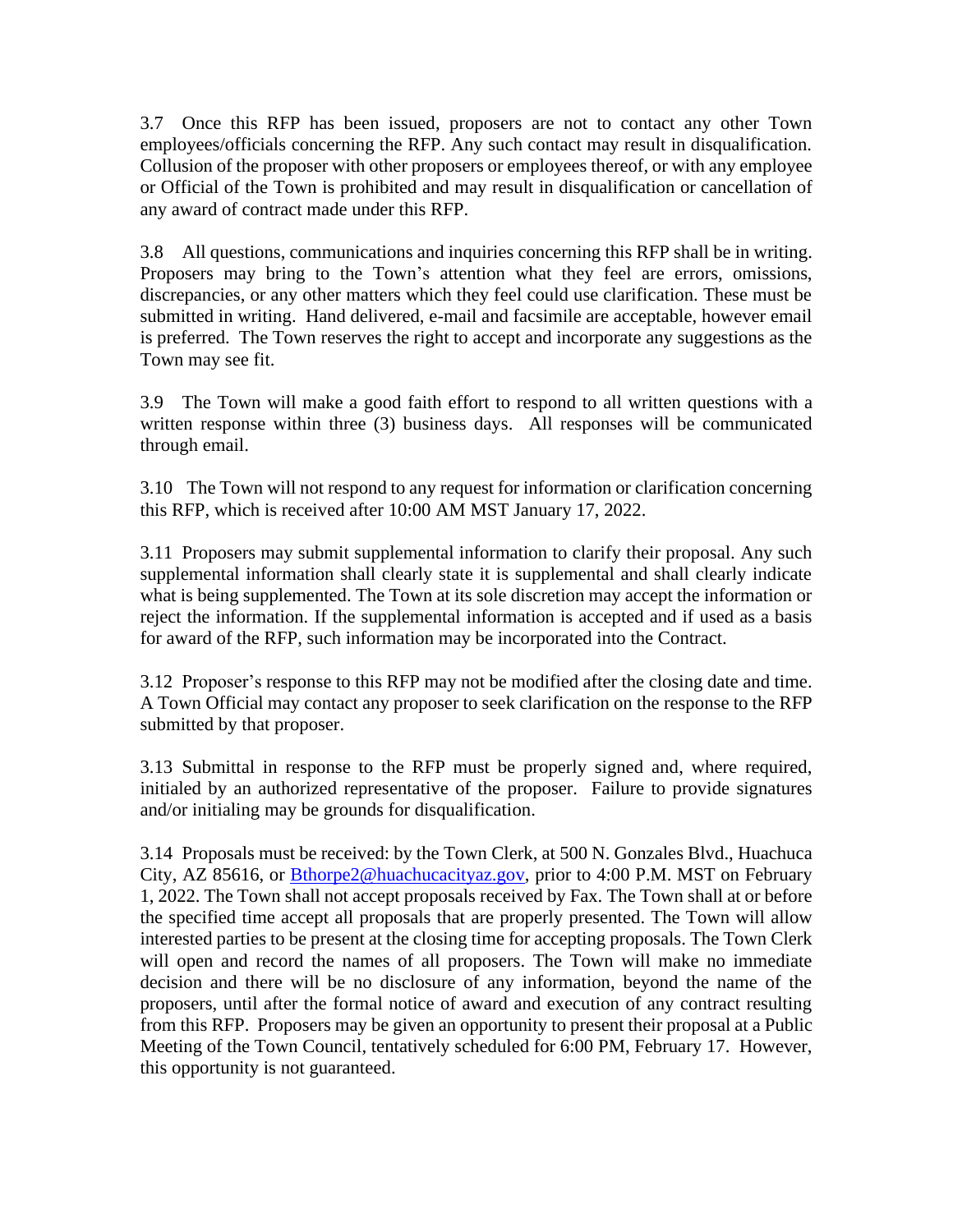3.7 Once this RFP has been issued, proposers are not to contact any other Town employees/officials concerning the RFP. Any such contact may result in disqualification. Collusion of the proposer with other proposers or employees thereof, or with any employee or Official of the Town is prohibited and may result in disqualification or cancellation of any award of contract made under this RFP.

3.8 All questions, communications and inquiries concerning this RFP shall be in writing. Proposers may bring to the Town's attention what they feel are errors, omissions, discrepancies, or any other matters which they feel could use clarification. These must be submitted in writing. Hand delivered, e-mail and facsimile are acceptable, however email is preferred. The Town reserves the right to accept and incorporate any suggestions as the Town may see fit.

3.9 The Town will make a good faith effort to respond to all written questions with a written response within three (3) business days. All responses will be communicated through email.

3.10 The Town will not respond to any request for information or clarification concerning this RFP, which is received after 10:00 AM MST January 17, 2022.

3.11 Proposers may submit supplemental information to clarify their proposal. Any such supplemental information shall clearly state it is supplemental and shall clearly indicate what is being supplemented. The Town at its sole discretion may accept the information or reject the information. If the supplemental information is accepted and if used as a basis for award of the RFP, such information may be incorporated into the Contract.

3.12 Proposer's response to this RFP may not be modified after the closing date and time. A Town Official may contact any proposer to seek clarification on the response to the RFP submitted by that proposer.

3.13 Submittal in response to the RFP must be properly signed and, where required, initialed by an authorized representative of the proposer. Failure to provide signatures and/or initialing may be grounds for disqualification.

3.14 Proposals must be received: by the Town Clerk, at 500 N. Gonzales Blvd., Huachuca City, AZ 85616, or [Bthorpe2@huachucacityaz.gov](mailto:Bthorpe2@huachucacityaz.gov), prior to 4:00 P.M. MST on February 1, 2022. The Town shall not accept proposals received by Fax. The Town shall at or before the specified time accept all proposals that are properly presented. The Town will allow interested parties to be present at the closing time for accepting proposals. The Town Clerk will open and record the names of all proposers. The Town will make no immediate decision and there will be no disclosure of any information, beyond the name of the proposers, until after the formal notice of award and execution of any contract resulting from this RFP. Proposers may be given an opportunity to present their proposal at a Public Meeting of the Town Council, tentatively scheduled for 6:00 PM, February 17. However, this opportunity is not guaranteed.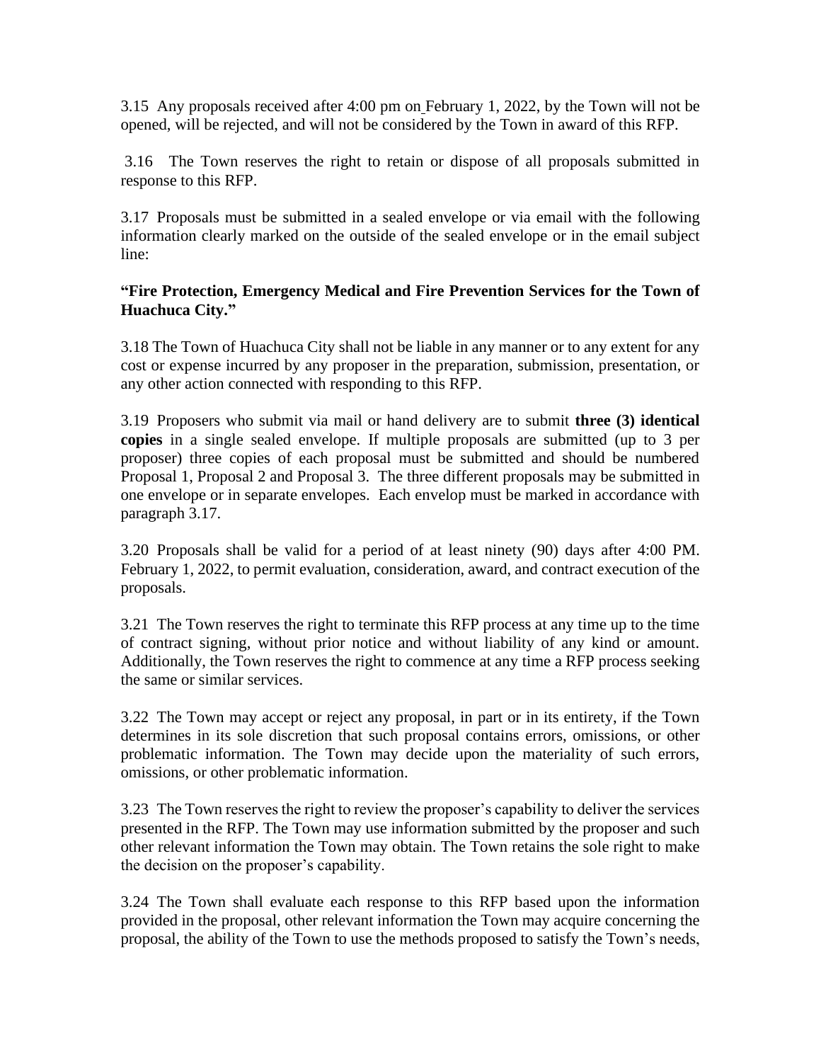3.15 Any proposals received after 4:00 pm on February 1, 2022, by the Town will not be opened, will be rejected, and will not be considered by the Town in award of this RFP.

3.16 The Town reserves the right to retain or dispose of all proposals submitted in response to this RFP.

3.17 Proposals must be submitted in a sealed envelope or via email with the following information clearly marked on the outside of the sealed envelope or in the email subject line:

**"Fire Protection, Emergency Medical and Fire Prevention Services for the Town of Huachuca City."**

3.18 The Town of Huachuca City shall not be liable in any manner or to any extent for any cost or expense incurred by any proposer in the preparation, submission, presentation, or any other action connected with responding to this RFP.

3.19 Proposers who submit via mail or hand delivery are to submit **three (3) identical copies** in a single sealed envelope. If multiple proposals are submitted (up to 3 per proposer) three copies of each proposal must be submitted and should be numbered Proposal 1, Proposal 2 and Proposal 3. The three different proposals may be submitted in one envelope or in separate envelopes. Each envelop must be marked in accordance with paragraph 3.17.

3.20 Proposals shall be valid for a period of at least ninety (90) days after 4:00 PM. February 1, 2022, to permit evaluation, consideration, award, and contract execution of the proposals.

3.21 The Town reserves the right to terminate this RFP process at any time up to the time of contract signing, without prior notice and without liability of any kind or amount. Additionally, the Town reserves the right to commence at any time a RFP process seeking the same or similar services.

3.22 The Town may accept or reject any proposal, in part or in its entirety, if the Town determines in its sole discretion that such proposal contains errors, omissions, or other problematic information. The Town may decide upon the materiality of such errors, omissions, or other problematic information.

3.23 The Town reserves the right to review the proposer's capability to deliver the services presented in the RFP. The Town may use information submitted by the proposer and such other relevant information the Town may obtain. The Town retains the sole right to make the decision on the proposer's capability.

3.24 The Town shall evaluate each response to this RFP based upon the information provided in the proposal, other relevant information the Town may acquire concerning the proposal, the ability of the Town to use the methods proposed to satisfy the Town's needs,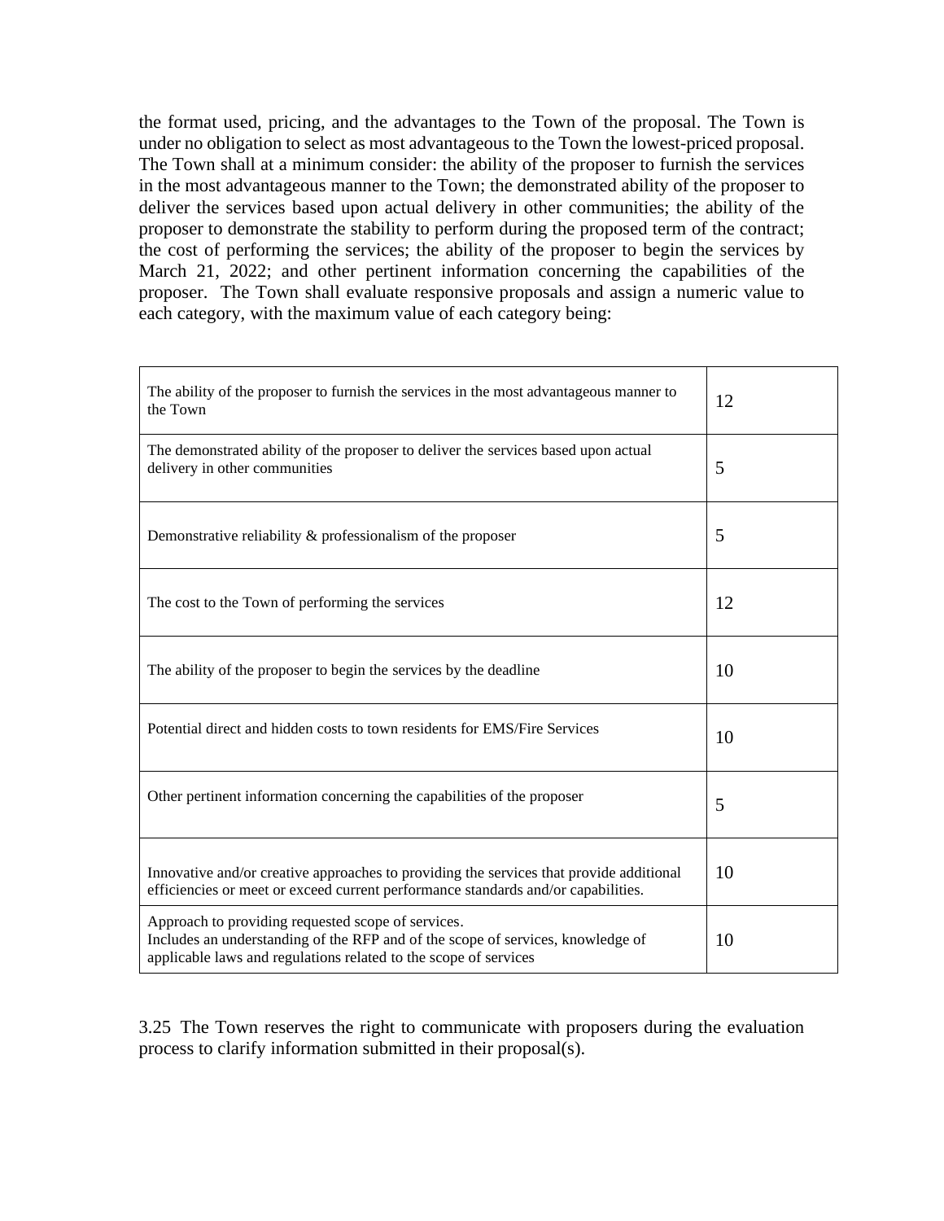the format used, pricing, and the advantages to the Town of the proposal. The Town is under no obligation to select as most advantageous to the Town the lowest-priced proposal. The Town shall at a minimum consider: the ability of the proposer to furnish the services in the most advantageous manner to the Town; the demonstrated ability of the proposer to deliver the services based upon actual delivery in other communities; the ability of the proposer to demonstrate the stability to perform during the proposed term of the contract; the cost of performing the services; the ability of the proposer to begin the services by March 21, 2022; and other pertinent information concerning the capabilities of the proposer. The Town shall evaluate responsive proposals and assign a numeric value to each category, with the maximum value of each category being:

| | |
|---|---|
| The ability of the proposer to furnish the services in the most advantageous manner to the Town | 12 |
| The demonstrated ability of the proposer to deliver the services based upon actual delivery in other communities | 5 |
| Demonstrative reliability & professionalism of the proposer | 5 |
| The cost to the Town of performing the services | 12 |
| The ability of the proposer to begin the services by the deadline | 10 |
| Potential direct and hidden costs to town residents for EMS/Fire Services | 10 |
| Other pertinent information concerning the capabilities of the proposer | 5 |
| Innovative and/or creative approaches to providing the services that provide additional efficiencies or meet or exceed current performance standards and/or capabilities. | 10 |
| Approach to providing requested scope of services. Includes an understanding of the RFP and of the scope of services, knowledge of applicable laws and regulations related to the scope of services | 10 |

3.25 The Town reserves the right to communicate with proposers during the evaluation process to clarify information submitted in their proposal(s).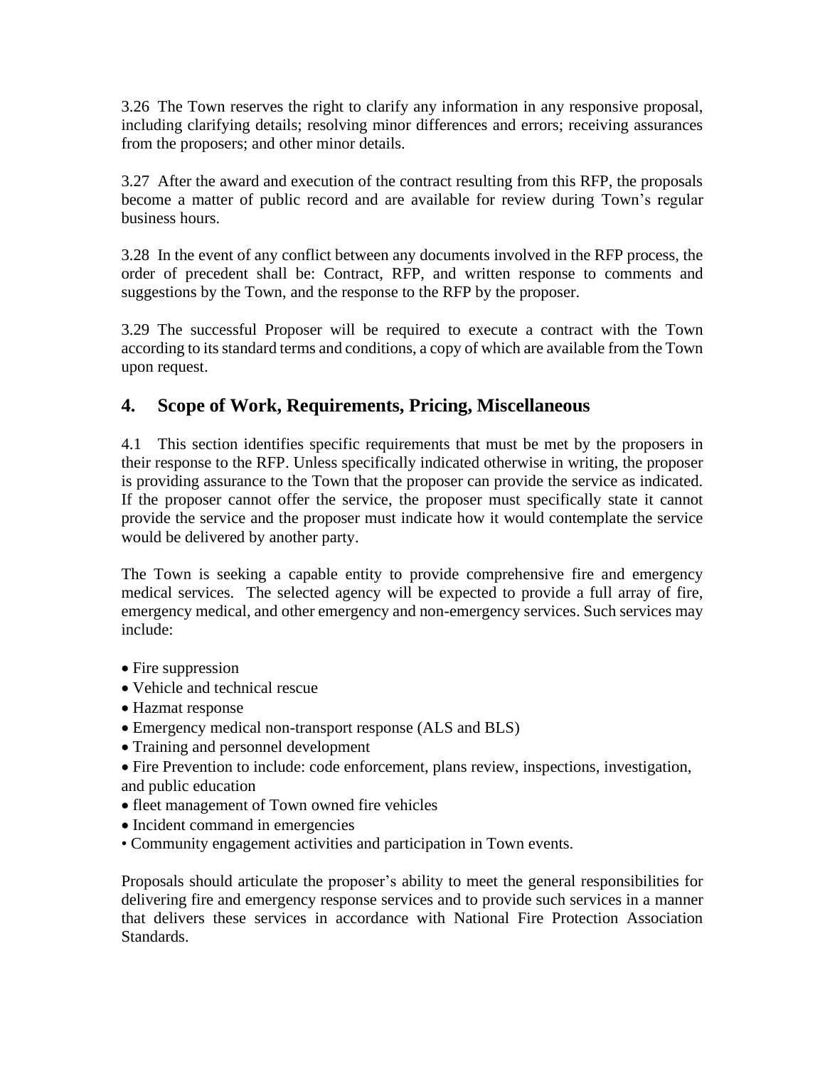3.26 The Town reserves the right to clarify any information in any responsive proposal, including clarifying details; resolving minor differences and errors; receiving assurances from the proposers; and other minor details.

3.27 After the award and execution of the contract resulting from this RFP, the proposals become a matter of public record and are available for review during Town's regular business hours.

3.28 In the event of any conflict between any documents involved in the RFP process, the order of precedent shall be: Contract, RFP, and written response to comments and suggestions by the Town, and the response to the RFP by the proposer.

3.29 The successful Proposer will be required to execute a contract with the Town according to its standard terms and conditions, a copy of which are available from the Town upon request.

## 4. Scope of Work, Requirements, Pricing, Miscellaneous

4.1 This section identifies specific requirements that must be met by the proposers in their response to the RFP. Unless specifically indicated otherwise in writing, the proposer is providing assurance to the Town that the proposer can provide the service as indicated. If the proposer cannot offer the service, the proposer must specifically state it cannot provide the service and the proposer must indicate how it would contemplate the service would be delivered by another party.

The Town is seeking a capable entity to provide comprehensive fire and emergency medical services. The selected agency will be expected to provide a full array of fire, emergency medical, and other emergency and non-emergency services. Such services may include:

- Fire suppression
- Vehicle and technical rescue
- Hazmat response
- Emergency medical non-transport response (ALS and BLS)
- Training and personnel development
- Fire Prevention to include: code enforcement, plans review, inspections, investigation, and public education
- fleet management of Town owned fire vehicles
- Incident command in emergencies
- Community engagement activities and participation in Town events.

Proposals should articulate the proposer's ability to meet the general responsibilities for delivering fire and emergency response services and to provide such services in a manner that delivers these services in accordance with National Fire Protection Association Standards.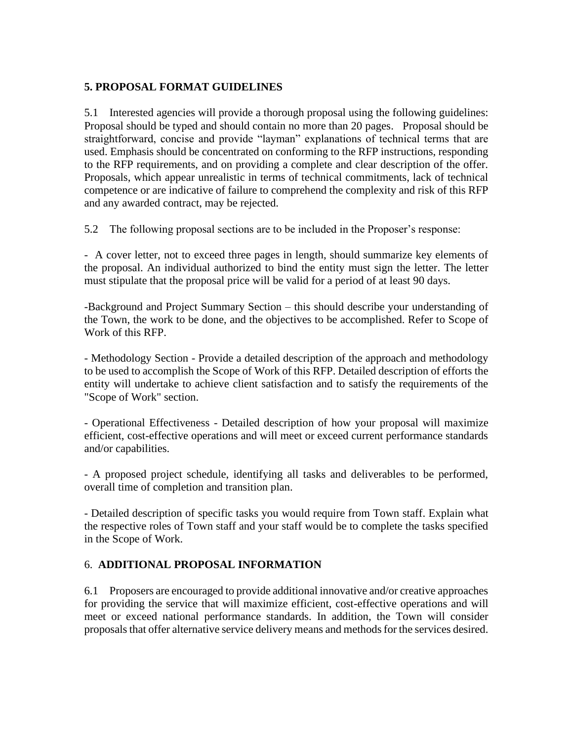## 5. PROPOSAL FORMAT GUIDELINES

5.1 Interested agencies will provide a thorough proposal using the following guidelines: Proposal should be typed and should contain no more than 20 pages. Proposal should be straightforward, concise and provide "layman" explanations of technical terms that are used. Emphasis should be concentrated on conforming to the RFP instructions, responding to the RFP requirements, and on providing a complete and clear description of the offer. Proposals, which appear unrealistic in terms of technical commitments, lack of technical competence or are indicative of failure to comprehend the complexity and risk of this RFP and any awarded contract, may be rejected.

5.2 The following proposal sections are to be included in the Proposer's response:

- A cover letter, not to exceed three pages in length, should summarize key elements of the proposal. An individual authorized to bind the entity must sign the letter. The letter must stipulate that the proposal price will be valid for a period of at least 90 days.

- Background and Project Summary Section – this should describe your understanding of the Town, the work to be done, and the objectives to be accomplished. Refer to Scope of Work of this RFP.

- Methodology Section - Provide a detailed description of the approach and methodology to be used to accomplish the Scope of Work of this RFP. Detailed description of efforts the entity will undertake to achieve client satisfaction and to satisfy the requirements of the "Scope of Work" section.

- Operational Effectiveness - Detailed description of how your proposal will maximize efficient, cost-effective operations and will meet or exceed current performance standards and/or capabilities.

- A proposed project schedule, identifying all tasks and deliverables to be performed, overall time of completion and transition plan.

- Detailed description of specific tasks you would require from Town staff. Explain what the respective roles of Town staff and your staff would be to complete the tasks specified in the Scope of Work.

## 6. ADDITIONAL PROPOSAL INFORMATION

6.1 Proposers are encouraged to provide additional innovative and/or creative approaches for providing the service that will maximize efficient, cost-effective operations and will meet or exceed national performance standards. In addition, the Town will consider proposals that offer alternative service delivery means and methods for the services desired.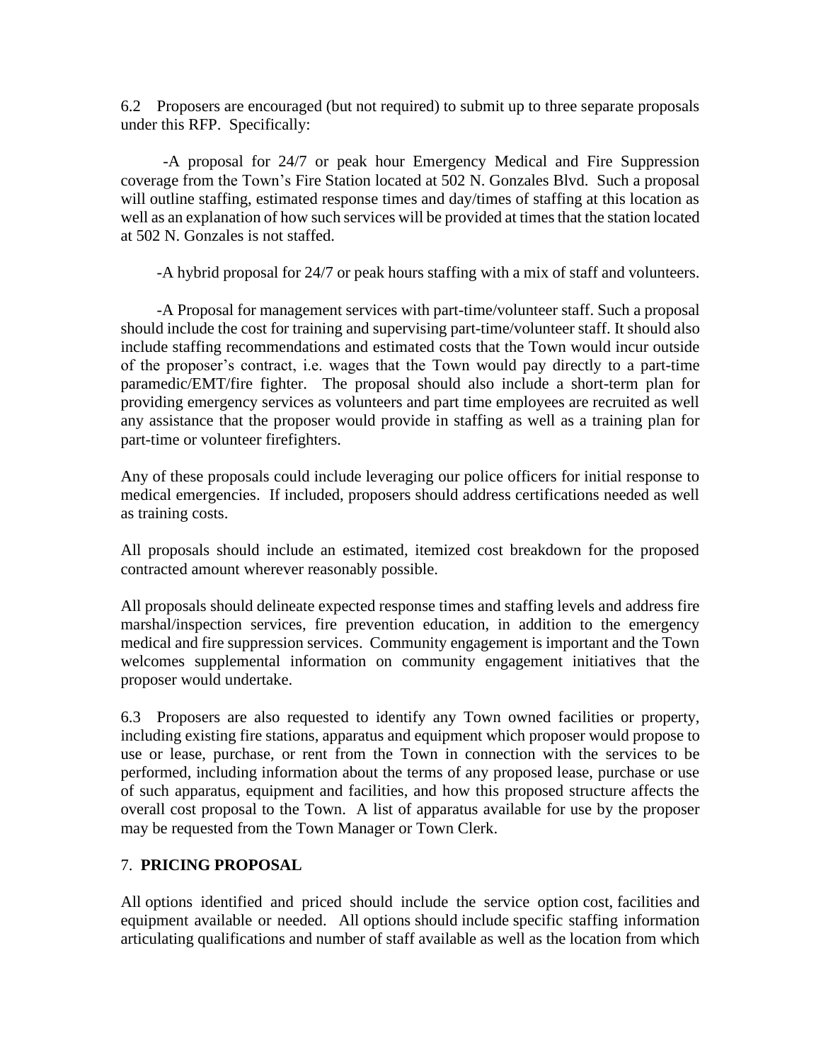6.2 Proposers are encouraged (but not required) to submit up to three separate proposals under this RFP. Specifically:

-A proposal for 24/7 or peak hour Emergency Medical and Fire Suppression coverage from the Town's Fire Station located at 502 N. Gonzales Blvd. Such a proposal will outline staffing, estimated response times and day/times of staffing at this location as well as an explanation of how such services will be provided at times that the station located at 502 N. Gonzales is not staffed.

-A hybrid proposal for 24/7 or peak hours staffing with a mix of staff and volunteers.

-A Proposal for management services with part-time/volunteer staff. Such a proposal should include the cost for training and supervising part-time/volunteer staff. It should also include staffing recommendations and estimated costs that the Town would incur outside of the proposer's contract, i.e. wages that the Town would pay directly to a part-time paramedic/EMT/fire fighter. The proposal should also include a short-term plan for providing emergency services as volunteers and part time employees are recruited as well any assistance that the proposer would provide in staffing as well as a training plan for part-time or volunteer firefighters.

Any of these proposals could include leveraging our police officers for initial response to medical emergencies. If included, proposers should address certifications needed as well as training costs.

All proposals should include an estimated, itemized cost breakdown for the proposed contracted amount wherever reasonably possible.

All proposals should delineate expected response times and staffing levels and address fire marshal/inspection services, fire prevention education, in addition to the emergency medical and fire suppression services. Community engagement is important and the Town welcomes supplemental information on community engagement initiatives that the proposer would undertake.

6.3 Proposers are also requested to identify any Town owned facilities or property, including existing fire stations, apparatus and equipment which proposer would propose to use or lease, purchase, or rent from the Town in connection with the services to be performed, including information about the terms of any proposed lease, purchase or use of such apparatus, equipment and facilities, and how this proposed structure affects the overall cost proposal to the Town. A list of apparatus available for use by the proposer may be requested from the Town Manager or Town Clerk.

## 7. **PRICING PROPOSAL**

All options identified and priced should include the service option cost, facilities and equipment available or needed. All options should include specific staffing information articulating qualifications and number of staff available as well as the location from which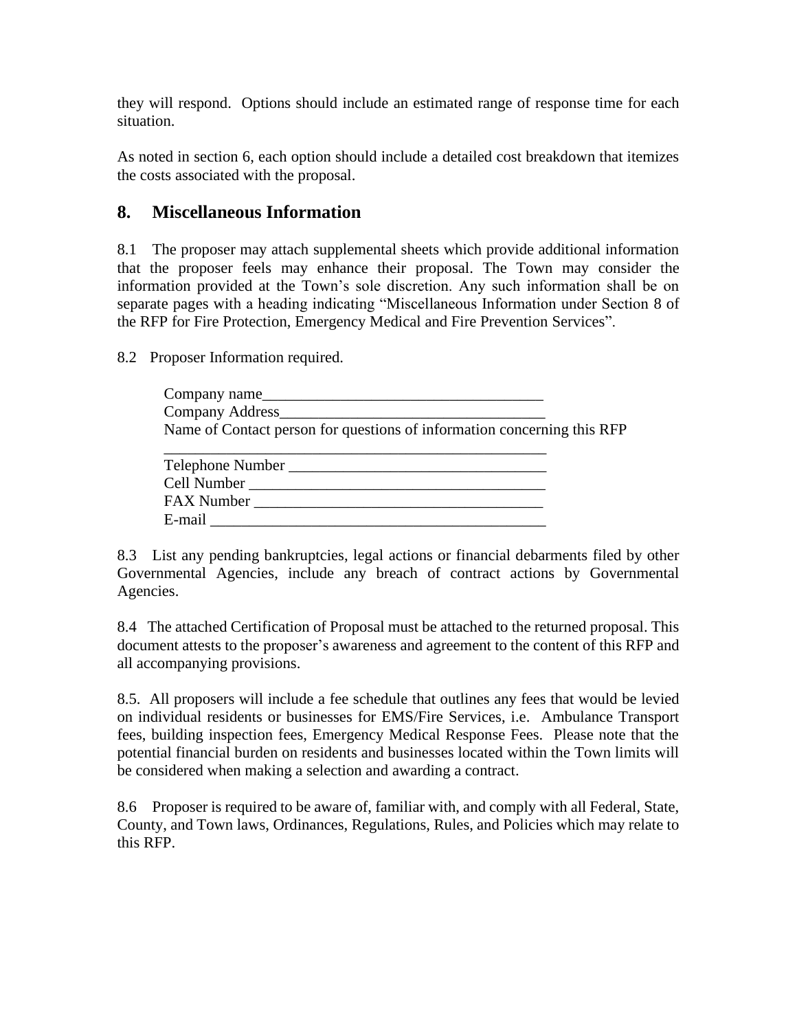they will respond. Options should include an estimated range of response time for each situation.

As noted in section 6, each option should include a detailed cost breakdown that itemizes the costs associated with the proposal.

## 8. Miscellaneous Information

8.1 The proposer may attach supplemental sheets which provide additional information that the proposer feels may enhance their proposal. The Town may consider the information provided at the Town's sole discretion. Any such information shall be on separate pages with a heading indicating "Miscellaneous Information under Section 8 of the RFP for Fire Protection, Emergency Medical and Fire Prevention Services".

8.2 Proposer Information required.

Company name____________________________________

Company Address__________________________________

Name of Contact person for questions of information concerning this RFP

__________________________________________________

Telephone Number _________________________________

Cell Number ______________________________________

FAX Number ______________________________________

E-mail ___________________________________________

8.3 List any pending bankruptcies, legal actions or financial debarments filed by other Governmental Agencies, include any breach of contract actions by Governmental Agencies.

8.4 The attached Certification of Proposal must be attached to the returned proposal. This document attests to the proposer's awareness and agreement to the content of this RFP and all accompanying provisions.

8.5. All proposers will include a fee schedule that outlines any fees that would be levied on individual residents or businesses for EMS/Fire Services, i.e. Ambulance Transport fees, building inspection fees, Emergency Medical Response Fees. Please note that the potential financial burden on residents and businesses located within the Town limits will be considered when making a selection and awarding a contract.

8.6 Proposer is required to be aware of, familiar with, and comply with all Federal, State, County, and Town laws, Ordinances, Regulations, Rules, and Policies which may relate to this RFP.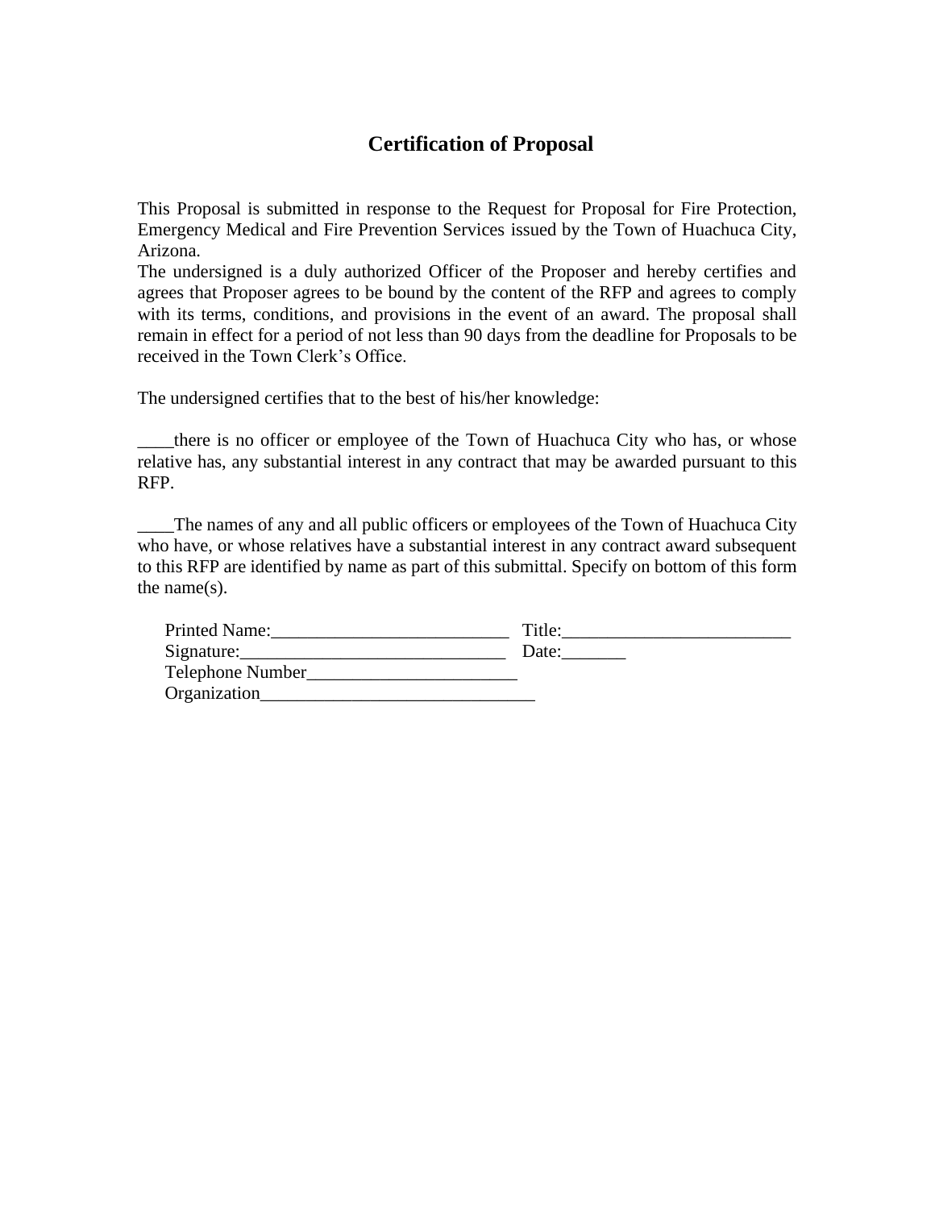## Certification of Proposal

This Proposal is submitted in response to the Request for Proposal for Fire Protection, Emergency Medical and Fire Prevention Services issued by the Town of Huachuca City, Arizona.
The undersigned is a duly authorized Officer of the Proposer and hereby certifies and agrees that Proposer agrees to be bound by the content of the RFP and agrees to comply with its terms, conditions, and provisions in the event of an award. The proposal shall remain in effect for a period of not less than 90 days from the deadline for Proposals to be received in the Town Clerk's Office.

The undersigned certifies that to the best of his/her knowledge:

____there is no officer or employee of the Town of Huachuca City who has, or whose relative has, any substantial interest in any contract that may be awarded pursuant to this RFP.

____The names of any and all public officers or employees of the Town of Huachuca City who have, or whose relatives have a substantial interest in any contract award subsequent to this RFP are identified by name as part of this submittal. Specify on bottom of this form the name(s).

Printed Name:__________________________ Title:_________________________
Signature:_____________________________ Date:_______
Telephone Number________________________
Organization______________________________